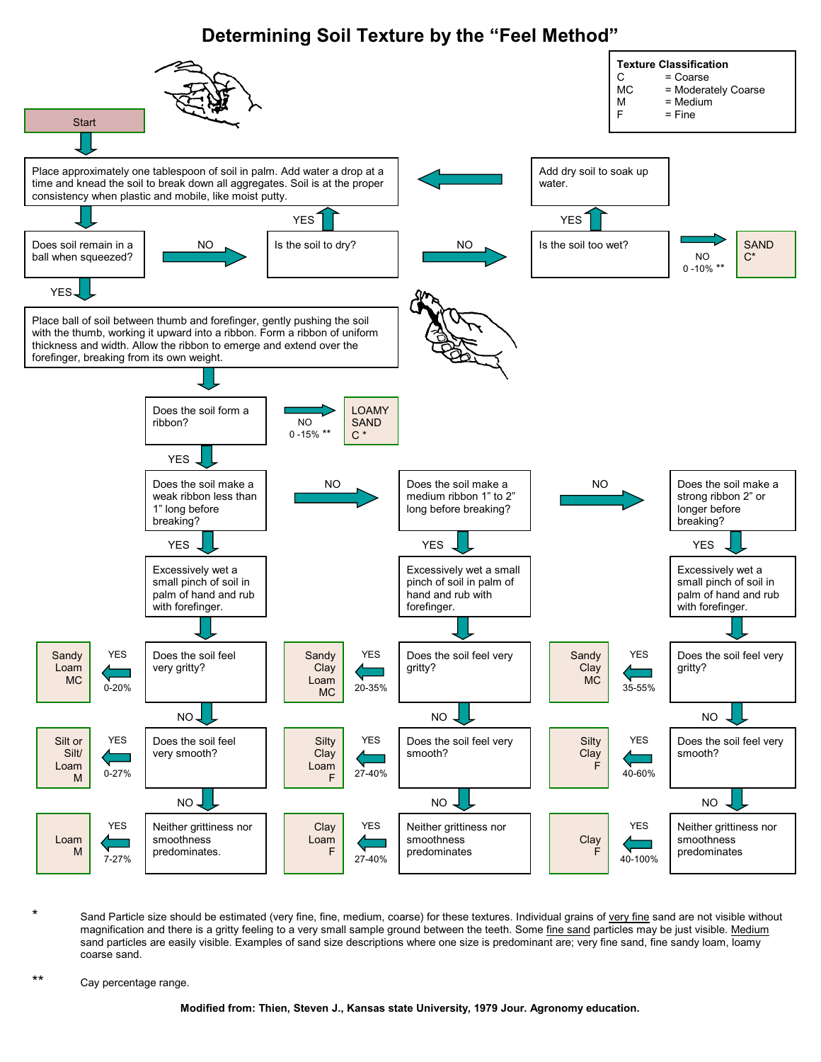# Determining Soil Texture by the "Feel Method"

**Texture Classification**

- C = Coarse
- MC = Moderately Coarse
- M = Medium
- F = Fine

**Start**

Place approximately one tablespoon of soil in palm. Add water a drop at a time and knead the soil to break down all aggregates. Soil is at the proper consistency when plastic and mobile, like moist putty.

Does soil remain in a ball when squeezed?

- NO → Is the soil to dry?
  - YES → return to start (add water).
  - NO → Is the soil too wet?
    - YES → Add dry soil to soak up water. → return to start.
    - NO (0 -10% **) → **SAND C***
- YES → Place ball of soil between thumb and forefinger, gently pushing the soil with the thumb, working it upward into a ribbon. Form a ribbon of uniform thickness and width. Allow the ribbon to emerge and extend over the forefinger, breaking from its own weight.

Does the soil form a ribbon?

- NO (0 -15% **) → **LOAMY SAND C ***
- YES → Does the soil make a weak ribbon less than 1" long before breaking?
  - YES → Excessively wet a small pinch of soil in palm of hand and rub with forefinger.
    - Does the soil feel very gritty? YES (0-20%) → **Sandy Loam MC**
    - NO → Does the soil feel very smooth? YES (0-27%) → **Silt or Silt/ Loam M**
    - NO → Neither grittiness nor smoothness predominates. YES (7-27%) → **Loam M**
  - NO → Does the soil make a medium ribbon 1" to 2" long before breaking?
    - YES → Excessively wet a small pinch of soil in palm of hand and rub with forefinger.
      - Does the soil feel very gritty? YES (20-35%) → **Sandy Clay Loam MC**
      - NO → Does the soil feel very smooth? YES (27-40%) → **Silty Clay Loam F**
      - NO → Neither grittiness nor smoothness predominates. YES (27-40%) → **Clay Loam F**
    - NO → Does the soil make a strong ribbon 2" or longer before breaking?
      - YES → Excessively wet a small pinch of soil in palm of hand and rub with forefinger.
        - Does the soil feel very gritty? YES (35-55%) → **Sandy Clay MC**
        - NO → Does the soil feel very smooth? YES (40-60%) → **Silty Clay F**
        - NO → Neither grittiness nor smoothness predominates. YES (40-100%) → **Clay F**

\* Sand Particle size should be estimated (very fine, fine, medium, coarse) for these textures. Individual grains of very fine sand are not visible without magnification and there is a gritty feeling to a very small sample ground between the teeth. Some fine sand particles may be just visible. Medium sand particles are easily visible. Examples of sand size descriptions where one size is predominant are; very fine sand, fine sandy loam, loamy coarse sand.

\*\* Cay percentage range.

**Modified from: Thien, Steven J., Kansas state University, 1979 Jour. Agronomy education.**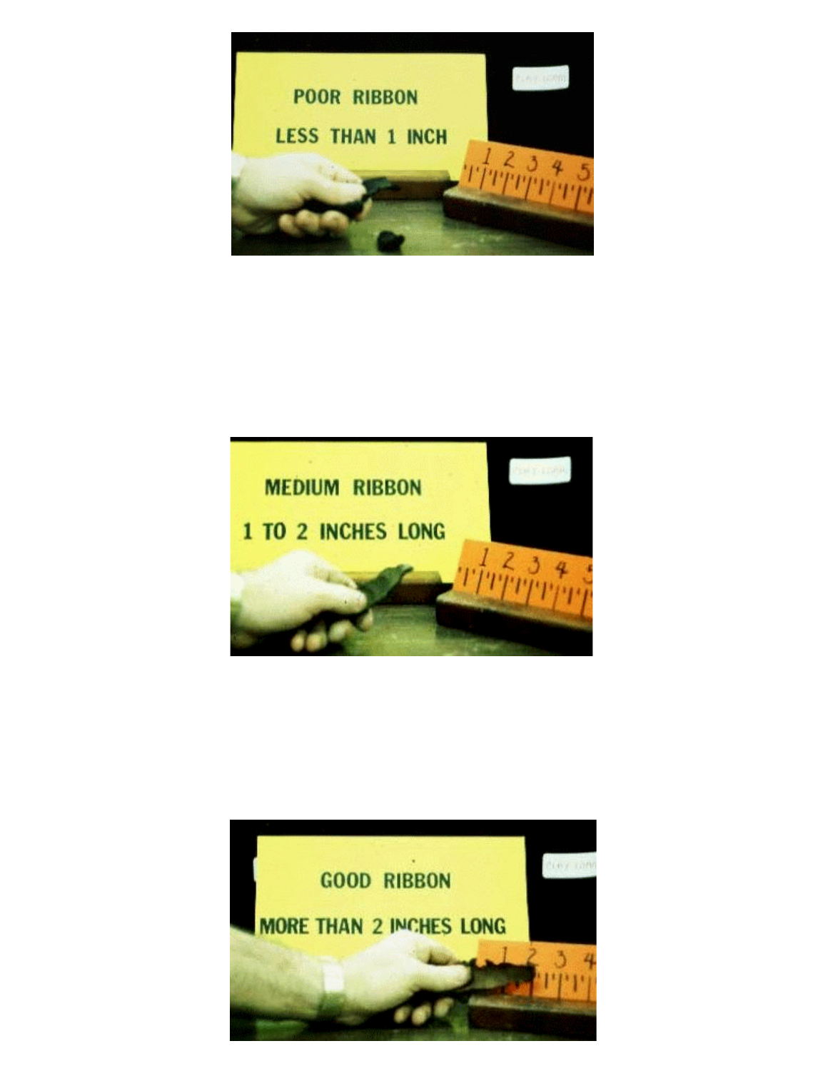POOR RIBBON

LESS THAN 1 INCH

MEDIUM RIBBON

1 TO 2 INCHES LONG

GOOD RIBBON

MORE THAN 2 INCHES LONG